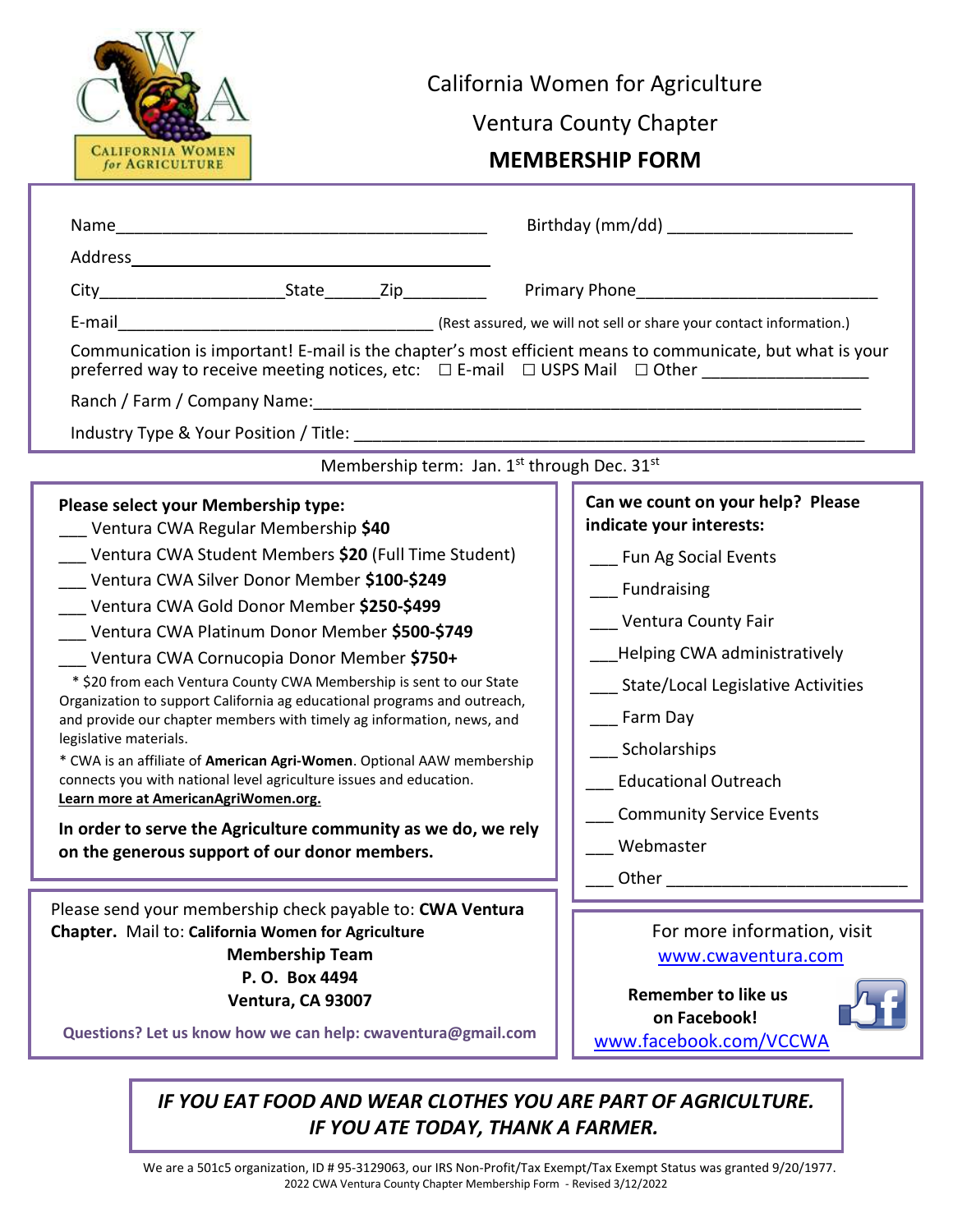California Women for Agriculture

Ventura County Chapter

# MEMBERSHIP FORM

Name_________________________________________ Birthday (mm/dd) ____________________

Address________________________________________

City____________________State______Zip_________ Primary Phone_________________________

E-mail___________________________________ (Rest assured, we will not sell or share your contact information.)

Communication is important! E-mail is the chapter's most efficient means to communicate, but what is your preferred way to receive meeting notices, etc: ☐ E-mail ☐ USPS Mail ☐ Other _________________

Ranch / Farm / Company Name:_____________________________________________________________

Industry Type & Your Position / Title: ______________________________________________________

Membership term: Jan. 1st through Dec. 31st

**Please select your Membership type:**

___ Ventura CWA Regular Membership **$40**

___ Ventura CWA Student Members **$20** (Full Time Student)

___ Ventura CWA Silver Donor Member **$100-$249**

___ Ventura CWA Gold Donor Member **$250-$499**

___ Ventura CWA Platinum Donor Member **$500-$749**

___ Ventura CWA Cornucopia Donor Member **$750+**

* $20 from each Ventura County CWA Membership is sent to our State Organization to support California ag educational programs and outreach, and provide our chapter members with timely ag information, news, and legislative materials.

* CWA is an affiliate of **American Agri-Women**. Optional AAW membership connects you with national level agriculture issues and education. **Learn more at AmericanAgriWomen.org.**

**In order to serve the Agriculture community as we do, we rely on the generous support of our donor members.**

**Can we count on your help? Please indicate your interests:**

___ Fun Ag Social Events

___ Fundraising

___ Ventura County Fair

___Helping CWA administratively

___ State/Local Legislative Activities

___ Farm Day

___ Scholarships

___ Educational Outreach

___ Community Service Events

___ Webmaster

___ Other __________________________

Please send your membership check payable to: **CWA Ventura Chapter.** Mail to: **California Women for Agriculture Membership Team P. O. Box 4494 Ventura, CA 93007**

**Questions? Let us know how we can help: cwaventura@gmail.com**

For more information, visit www.cwaventura.com

**Remember to like us on Facebook!** www.facebook.com/VCCWA

***IF YOU EAT FOOD AND WEAR CLOTHES YOU ARE PART OF AGRICULTURE. IF YOU ATE TODAY, THANK A FARMER.***

We are a 501c5 organization, ID # 95-3129063, our IRS Non-Profit/Tax Exempt/Tax Exempt Status was granted 9/20/1977.

2022 CWA Ventura County Chapter Membership Form - Revised 3/12/2022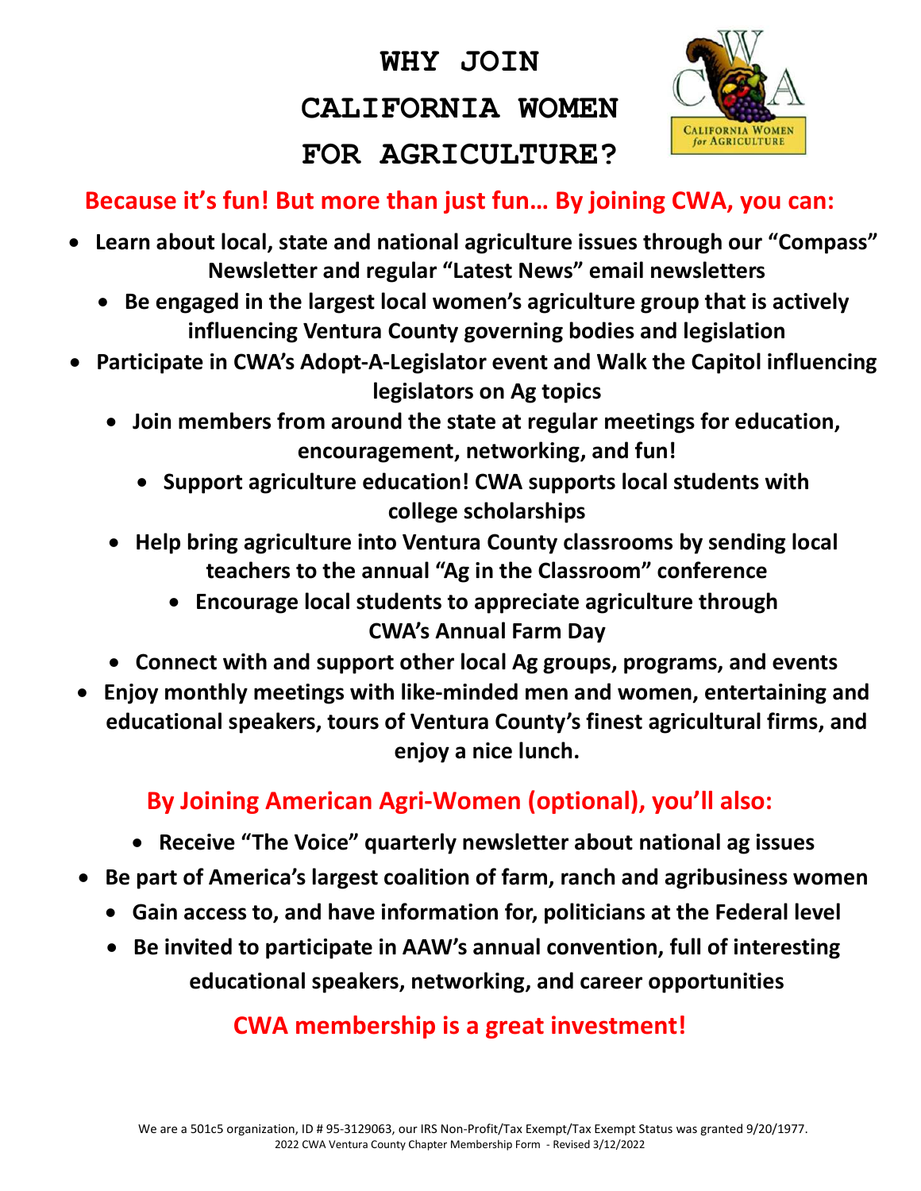# WHY JOIN CALIFORNIA WOMEN FOR AGRICULTURE?

## Because it's fun! But more than just fun… By joining CWA, you can:

- **Learn about local, state and national agriculture issues through our "Compass" Newsletter and regular "Latest News" email newsletters**
- **Be engaged in the largest local women's agriculture group that is actively influencing Ventura County governing bodies and legislation**
- **Participate in CWA's Adopt-A-Legislator event and Walk the Capitol influencing legislators on Ag topics**
- **Join members from around the state at regular meetings for education, encouragement, networking, and fun!**
- **Support agriculture education! CWA supports local students with college scholarships**
- **Help bring agriculture into Ventura County classrooms by sending local teachers to the annual "Ag in the Classroom" conference**
- **Encourage local students to appreciate agriculture through CWA's Annual Farm Day**
- **Connect with and support other local Ag groups, programs, and events**
- **Enjoy monthly meetings with like-minded men and women, entertaining and educational speakers, tours of Ventura County's finest agricultural firms, and enjoy a nice lunch.**

## By Joining American Agri-Women (optional), you'll also:

- **Receive "The Voice" quarterly newsletter about national ag issues**
- **Be part of America's largest coalition of farm, ranch and agribusiness women**
- **Gain access to, and have information for, politicians at the Federal level**
- **Be invited to participate in AAW's annual convention, full of interesting educational speakers, networking, and career opportunities**

## CWA membership is a great investment!

We are a 501c5 organization, ID # 95-3129063, our IRS Non-Profit/Tax Exempt/Tax Exempt Status was granted 9/20/1977.
2022 CWA Ventura County Chapter Membership Form - Revised 3/12/2022